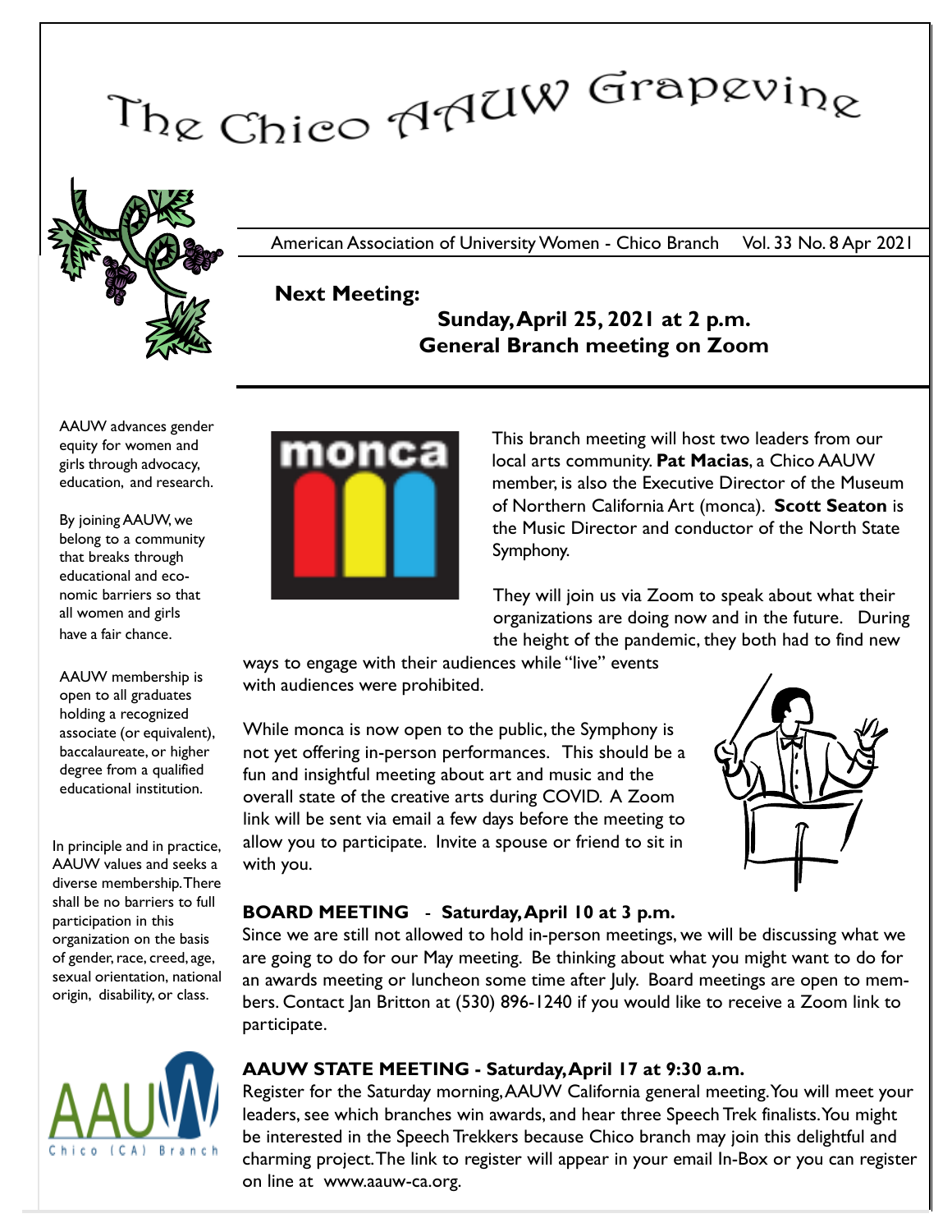# The Chico AAUW Grapevine

American Association of University Women - Chico Branch     Vol. 33 No. 8 Apr 2021

**Next Meeting:**

**Sunday, April 25, 2021 at 2 p.m.**
**General Branch meeting on Zoom**

This branch meeting will host two leaders from our local arts community. **Pat Macias**, a Chico AAUW member, is also the Executive Director of the Museum of Northern California Art (monca). **Scott Seaton** is the Music Director and conductor of the North State Symphony.

They will join us via Zoom to speak about what their organizations are doing now and in the future. During the height of the pandemic, they both had to find new ways to engage with their audiences while "live" events with audiences were prohibited.

While monca is now open to the public, the Symphony is not yet offering in-person performances. This should be a fun and insightful meeting about art and music and the overall state of the creative arts during COVID. A Zoom link will be sent via email a few days before the meeting to allow you to participate. Invite a spouse or friend to sit in with you.

**BOARD MEETING** - **Saturday, April 10 at 3 p.m.**

Since we are still not allowed to hold in-person meetings, we will be discussing what we are going to do for our May meeting. Be thinking about what you might want to do for an awards meeting or luncheon some time after July. Board meetings are open to members. Contact Jan Britton at (530) 896-1240 if you would like to receive a Zoom link to participate.

**AAUW STATE MEETING - Saturday, April 17 at 9:30 a.m.**

Register for the Saturday morning, AAUW California general meeting. You will meet your leaders, see which branches win awards, and hear three Speech Trek finalists. You might be interested in the Speech Trekkers because Chico branch may join this delightful and charming project. The link to register will appear in your email In-Box or you can register on line at www.aauw-ca.org.

---

AAUW advances gender equity for women and girls through advocacy, education, and research.

By joining AAUW, we belong to a community that breaks through educational and economic barriers so that all women and girls have a fair chance.

AAUW membership is open to all graduates holding a recognized associate (or equivalent), baccalaureate, or higher degree from a qualified educational institution.

In principle and in practice, AAUW values and seeks a diverse membership. There shall be no barriers to full participation in this organization on the basis of gender, race, creed, age, sexual orientation, national origin, disability, or class.

AAUW Chico (CA) Branch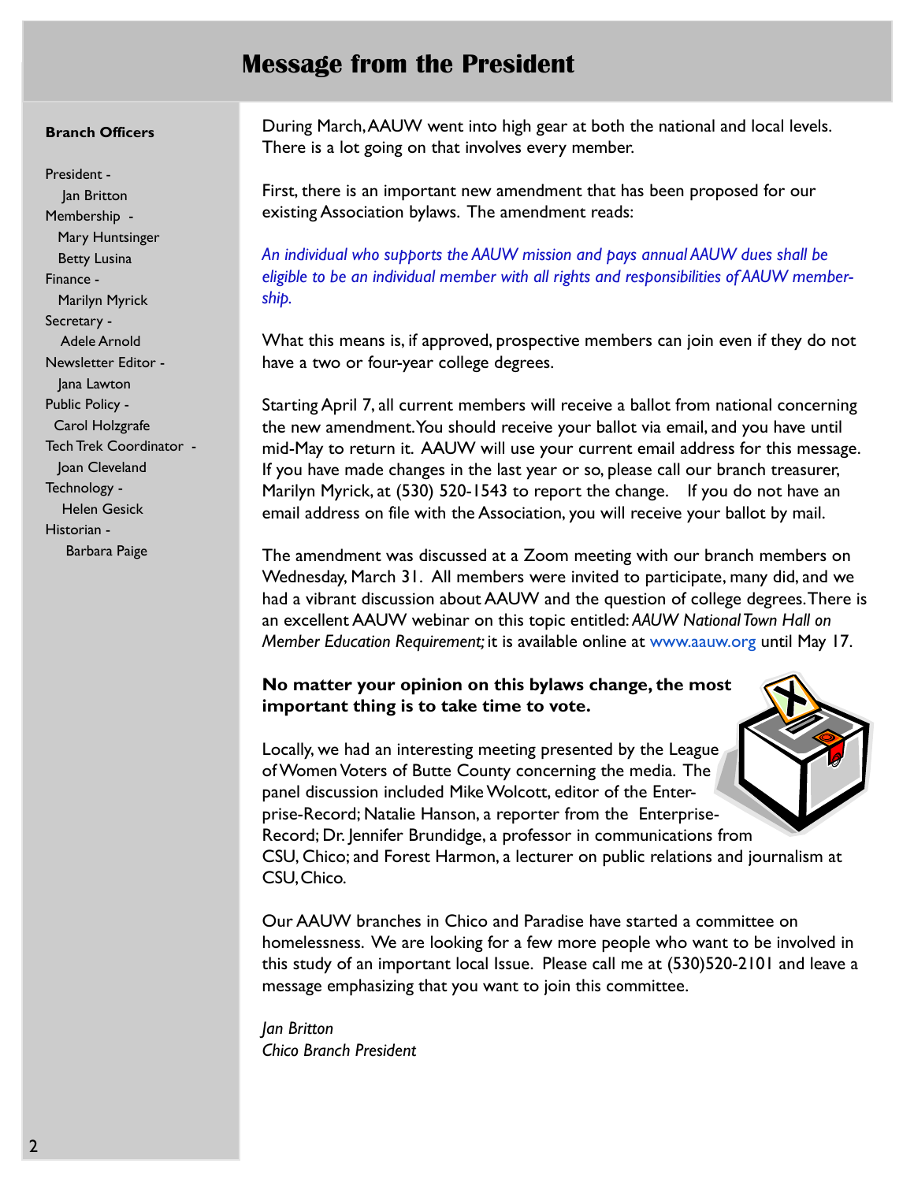# Message from the President

**Branch Officers**

President -
Jan Britton
Membership -
Mary Huntsinger
Betty Lusina
Finance -
Marilyn Myrick
Secretary -
Adele Arnold
Newsletter Editor -
Jana Lawton
Public Policy -
Carol Holzgrafe
Tech Trek Coordinator -
Joan Cleveland
Technology -
Helen Gesick
Historian -
Barbara Paige

During March, AAUW went into high gear at both the national and local levels. There is a lot going on that involves every member.

First, there is an important new amendment that has been proposed for our existing Association bylaws. The amendment reads:

*An individual who supports the AAUW mission and pays annual AAUW dues shall be eligible to be an individual member with all rights and responsibilities of AAUW membership.*

What this means is, if approved, prospective members can join even if they do not have a two or four-year college degrees.

Starting April 7, all current members will receive a ballot from national concerning the new amendment. You should receive your ballot via email, and you have until mid-May to return it. AAUW will use your current email address for this message. If you have made changes in the last year or so, please call our branch treasurer, Marilyn Myrick, at (530) 520-1543 to report the change. If you do not have an email address on file with the Association, you will receive your ballot by mail.

The amendment was discussed at a Zoom meeting with our branch members on Wednesday, March 31. All members were invited to participate, many did, and we had a vibrant discussion about AAUW and the question of college degrees. There is an excellent AAUW webinar on this topic entitled: *AAUW National Town Hall on Member Education Requirement;* it is available online at www.aauw.org until May 17.

**No matter your opinion on this bylaws change, the most important thing is to take time to vote.**

Locally, we had an interesting meeting presented by the League of Women Voters of Butte County concerning the media. The panel discussion included Mike Wolcott, editor of the Enterprise-Record; Natalie Hanson, a reporter from the Enterprise-Record; Dr. Jennifer Brundidge, a professor in communications from CSU, Chico; and Forest Harmon, a lecturer on public relations and journalism at CSU, Chico.

Our AAUW branches in Chico and Paradise have started a committee on homelessness. We are looking for a few more people who want to be involved in this study of an important local Issue. Please call me at (530)520-2101 and leave a message emphasizing that you want to join this committee.

*Jan Britton*
*Chico Branch President*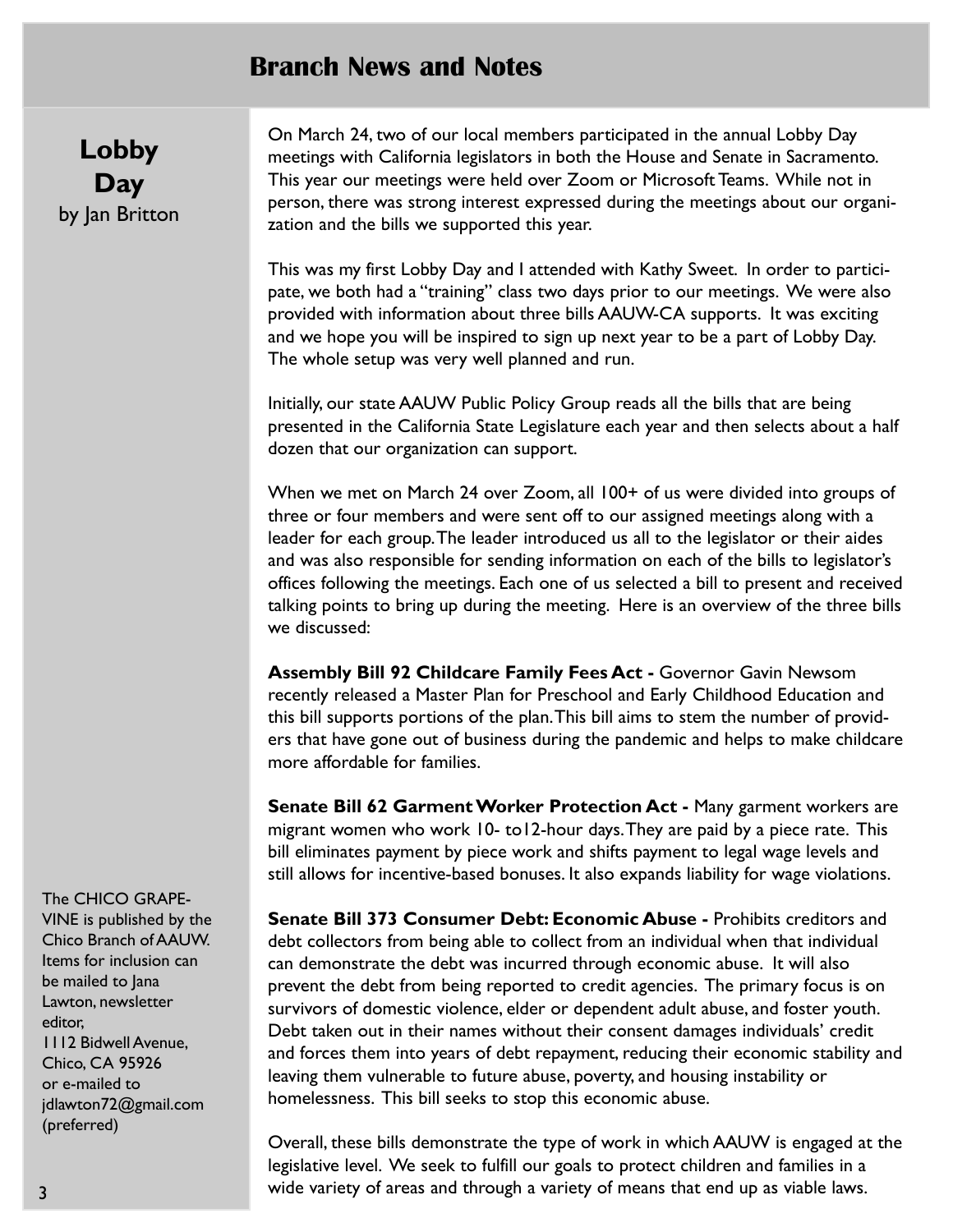## Branch News and Notes

### Lobby Day
by Jan Britton

On March 24, two of our local members participated in the annual Lobby Day meetings with California legislators in both the House and Senate in Sacramento. This year our meetings were held over Zoom or Microsoft Teams. While not in person, there was strong interest expressed during the meetings about our organization and the bills we supported this year.

This was my first Lobby Day and I attended with Kathy Sweet. In order to participate, we both had a "training" class two days prior to our meetings. We were also provided with information about three bills AAUW-CA supports. It was exciting and we hope you will be inspired to sign up next year to be a part of Lobby Day. The whole setup was very well planned and run.

Initially, our state AAUW Public Policy Group reads all the bills that are being presented in the California State Legislature each year and then selects about a half dozen that our organization can support.

When we met on March 24 over Zoom, all 100+ of us were divided into groups of three or four members and were sent off to our assigned meetings along with a leader for each group. The leader introduced us all to the legislator or their aides and was also responsible for sending information on each of the bills to legislator's offices following the meetings. Each one of us selected a bill to present and received talking points to bring up during the meeting. Here is an overview of the three bills we discussed:

**Assembly Bill 92 Childcare Family Fees Act -** Governor Gavin Newsom recently released a Master Plan for Preschool and Early Childhood Education and this bill supports portions of the plan. This bill aims to stem the number of providers that have gone out of business during the pandemic and helps to make childcare more affordable for families.

**Senate Bill 62 Garment Worker Protection Act -** Many garment workers are migrant women who work 10- to12-hour days. They are paid by a piece rate. This bill eliminates payment by piece work and shifts payment to legal wage levels and still allows for incentive-based bonuses. It also expands liability for wage violations.

**Senate Bill 373 Consumer Debt: Economic Abuse -** Prohibits creditors and debt collectors from being able to collect from an individual when that individual can demonstrate the debt was incurred through economic abuse. It will also prevent the debt from being reported to credit agencies. The primary focus is on survivors of domestic violence, elder or dependent adult abuse, and foster youth. Debt taken out in their names without their consent damages individuals' credit and forces them into years of debt repayment, reducing their economic stability and leaving them vulnerable to future abuse, poverty, and housing instability or homelessness. This bill seeks to stop this economic abuse.

Overall, these bills demonstrate the type of work in which AAUW is engaged at the legislative level. We seek to fulfill our goals to protect children and families in a wide variety of areas and through a variety of means that end up as viable laws.

The CHICO GRAPEVINE is published by the Chico Branch of AAUW. Items for inclusion can be mailed to Jana Lawton, newsletter editor, 1112 Bidwell Avenue, Chico, CA 95926 or e-mailed to jdlawton72@gmail.com (preferred)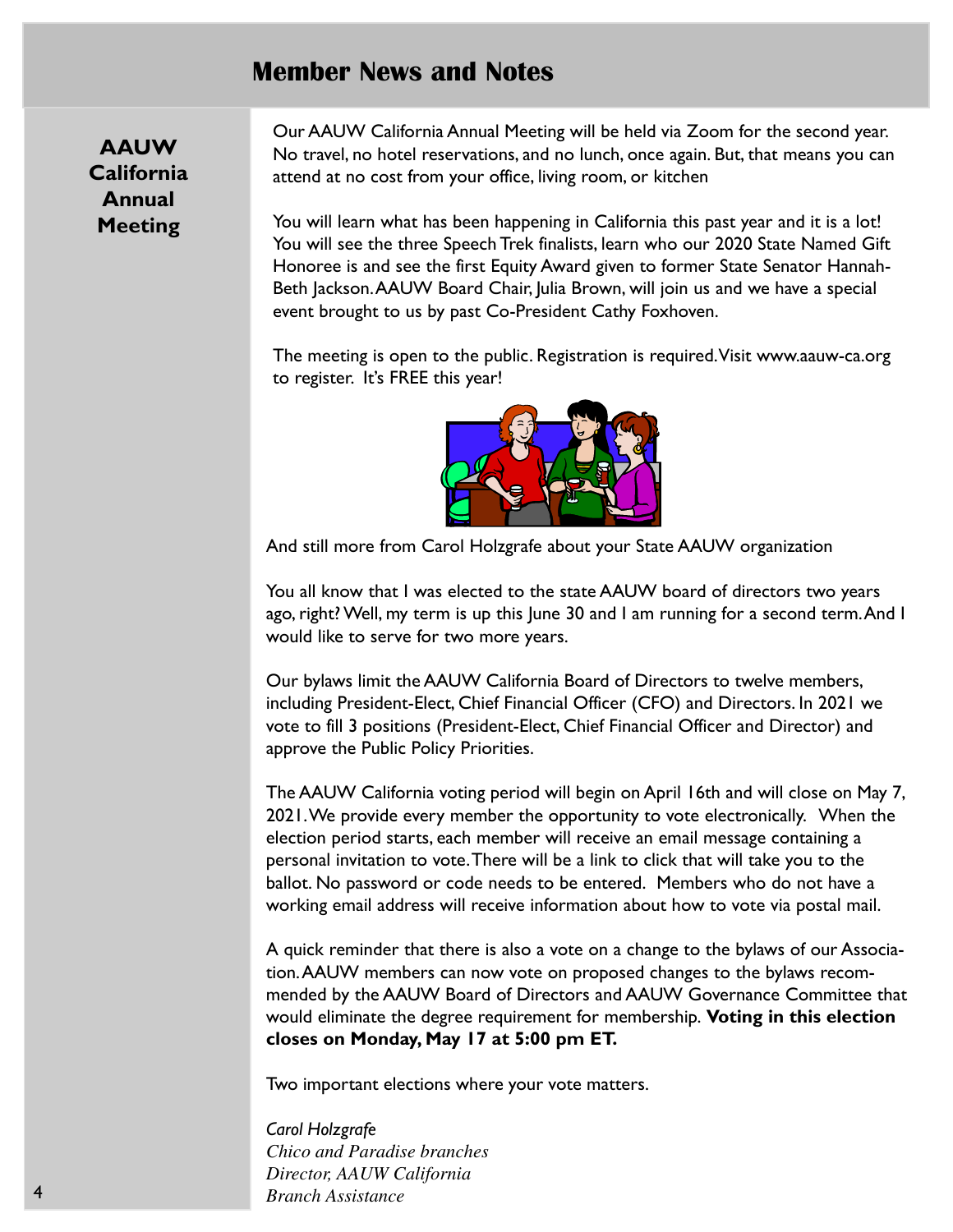# Member News and Notes

## AAUW California Annual Meeting

Our AAUW California Annual Meeting will be held via Zoom for the second year. No travel, no hotel reservations, and no lunch, once again. But, that means you can attend at no cost from your office, living room, or kitchen

You will learn what has been happening in California this past year and it is a lot! You will see the three Speech Trek finalists, learn who our 2020 State Named Gift Honoree is and see the first Equity Award given to former State Senator Hannah-Beth Jackson. AAUW Board Chair, Julia Brown, will join us and we have a special event brought to us by past Co-President Cathy Foxhoven.

The meeting is open to the public. Registration is required. Visit www.aauw-ca.org to register. It's FREE this year!

And still more from Carol Holzgrafe about your State AAUW organization

You all know that I was elected to the state AAUW board of directors two years ago, right? Well, my term is up this June 30 and I am running for a second term. And I would like to serve for two more years.

Our bylaws limit the AAUW California Board of Directors to twelve members, including President-Elect, Chief Financial Officer (CFO) and Directors. In 2021 we vote to fill 3 positions (President-Elect, Chief Financial Officer and Director) and approve the Public Policy Priorities.

The AAUW California voting period will begin on April 16th and will close on May 7, 2021. We provide every member the opportunity to vote electronically. When the election period starts, each member will receive an email message containing a personal invitation to vote. There will be a link to click that will take you to the ballot. No password or code needs to be entered. Members who do not have a working email address will receive information about how to vote via postal mail.

A quick reminder that there is also a vote on a change to the bylaws of our Association. AAUW members can now vote on proposed changes to the bylaws recommended by the AAUW Board of Directors and AAUW Governance Committee that would eliminate the degree requirement for membership. **Voting in this election closes on Monday, May 17 at 5:00 pm ET.**

Two important elections where your vote matters.

*Carol Holzgrafe*
*Chico and Paradise branches*
*Director, AAUW California*
*Branch Assistance*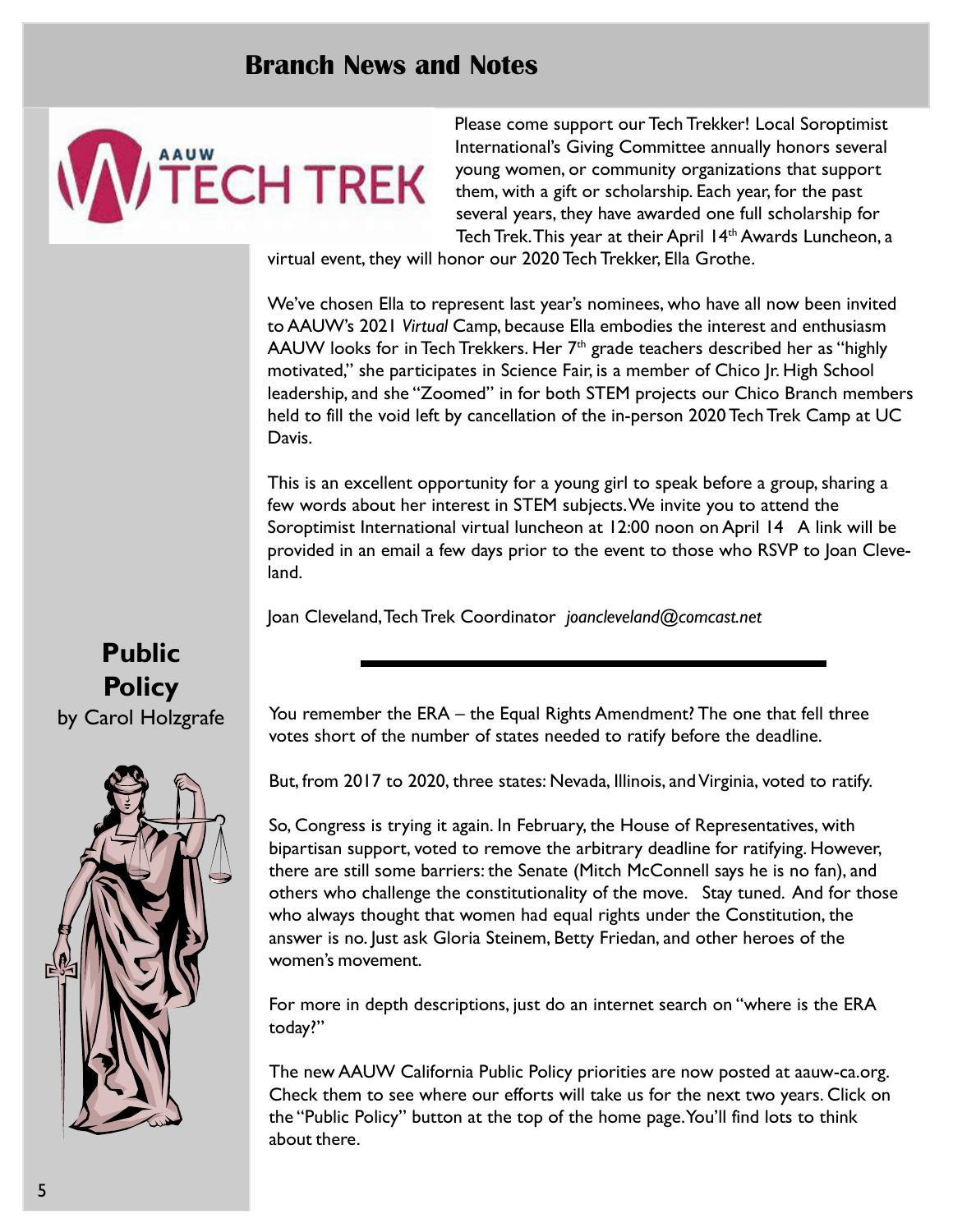# Branch News and Notes

Please come support our Tech Trekker! Local Soroptimist International's Giving Committee annually honors several young women, or community organizations that support them, with a gift or scholarship. Each year, for the past several years, they have awarded one full scholarship for Tech Trek. This year at their April 14th Awards Luncheon, a virtual event, they will honor our 2020 Tech Trekker, Ella Grothe.

We've chosen Ella to represent last year's nominees, who have all now been invited to AAUW's 2021 *Virtual* Camp, because Ella embodies the interest and enthusiasm AAUW looks for in Tech Trekkers. Her 7th grade teachers described her as "highly motivated," she participates in Science Fair, is a member of Chico Jr. High School leadership, and she "Zoomed" in for both STEM projects our Chico Branch members held to fill the void left by cancellation of the in-person 2020 Tech Trek Camp at UC Davis.

This is an excellent opportunity for a young girl to speak before a group, sharing a few words about her interest in STEM subjects. We invite you to attend the Soroptimist International virtual luncheon at 12:00 noon on April 14 A link will be provided in an email a few days prior to the event to those who RSVP to Joan Cleveland.

Joan Cleveland, Tech Trek Coordinator *joancleveland@comcast.net*

---

## Public Policy

by Carol Holzgrafe

You remember the ERA – the Equal Rights Amendment? The one that fell three votes short of the number of states needed to ratify before the deadline.

But, from 2017 to 2020, three states: Nevada, Illinois, and Virginia, voted to ratify.

So, Congress is trying it again. In February, the House of Representatives, with bipartisan support, voted to remove the arbitrary deadline for ratifying. However, there are still some barriers: the Senate (Mitch McConnell says he is no fan), and others who challenge the constitutionality of the move. Stay tuned. And for those who always thought that women had equal rights under the Constitution, the answer is no. Just ask Gloria Steinem, Betty Friedan, and other heroes of the women's movement.

For more in depth descriptions, just do an internet search on "where is the ERA today?"

The new AAUW California Public Policy priorities are now posted at aauw-ca.org. Check them to see where our efforts will take us for the next two years. Click on the "Public Policy" button at the top of the home page. You'll find lots to think about there.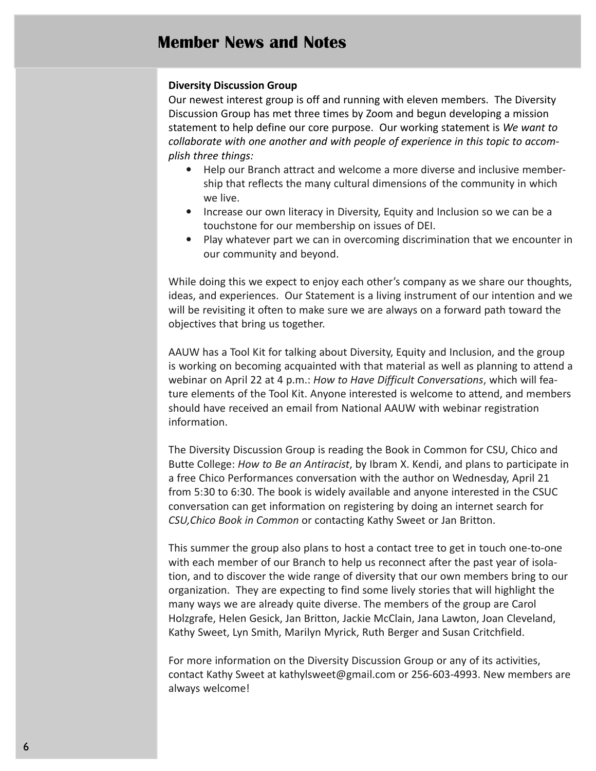# Member News and Notes

**Diversity Discussion Group**

Our newest interest group is off and running with eleven members. The Diversity Discussion Group has met three times by Zoom and begun developing a mission statement to help define our core purpose. Our working statement is *We want to collaborate with one another and with people of experience in this topic to accomplish three things:*

- Help our Branch attract and welcome a more diverse and inclusive membership that reflects the many cultural dimensions of the community in which we live.
- Increase our own literacy in Diversity, Equity and Inclusion so we can be a touchstone for our membership on issues of DEI.
- Play whatever part we can in overcoming discrimination that we encounter in our community and beyond.

While doing this we expect to enjoy each other's company as we share our thoughts, ideas, and experiences. Our Statement is a living instrument of our intention and we will be revisiting it often to make sure we are always on a forward path toward the objectives that bring us together.

AAUW has a Tool Kit for talking about Diversity, Equity and Inclusion, and the group is working on becoming acquainted with that material as well as planning to attend a webinar on April 22 at 4 p.m.: *How to Have Difficult Conversations*, which will feature elements of the Tool Kit. Anyone interested is welcome to attend, and members should have received an email from National AAUW with webinar registration information.

The Diversity Discussion Group is reading the Book in Common for CSU, Chico and Butte College: *How to Be an Antiracist*, by Ibram X. Kendi, and plans to participate in a free Chico Performances conversation with the author on Wednesday, April 21 from 5:30 to 6:30. The book is widely available and anyone interested in the CSUC conversation can get information on registering by doing an internet search for *CSU,Chico Book in Common* or contacting Kathy Sweet or Jan Britton.

This summer the group also plans to host a contact tree to get in touch one-to-one with each member of our Branch to help us reconnect after the past year of isolation, and to discover the wide range of diversity that our own members bring to our organization. They are expecting to find some lively stories that will highlight the many ways we are already quite diverse. The members of the group are Carol Holzgrafe, Helen Gesick, Jan Britton, Jackie McClain, Jana Lawton, Joan Cleveland, Kathy Sweet, Lyn Smith, Marilyn Myrick, Ruth Berger and Susan Critchfield.

For more information on the Diversity Discussion Group or any of its activities, contact Kathy Sweet at kathylsweet@gmail.com or 256-603-4993. New members are always welcome!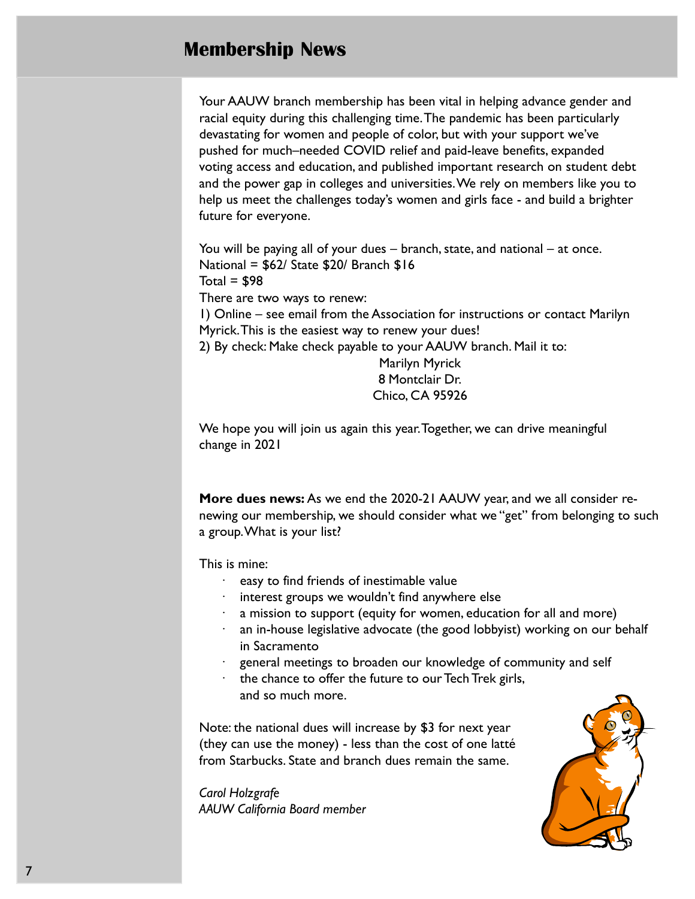# Membership News

Your AAUW branch membership has been vital in helping advance gender and racial equity during this challenging time. The pandemic has been particularly devastating for women and people of color, but with your support we've pushed for much–needed COVID relief and paid-leave benefits, expanded voting access and education, and published important research on student debt and the power gap in colleges and universities. We rely on members like you to help us meet the challenges today's women and girls face - and build a brighter future for everyone.

You will be paying all of your dues – branch, state, and national – at once.
National = $62/ State $20/ Branch $16
Total = $98
There are two ways to renew:
1) Online – see email from the Association for instructions or contact Marilyn Myrick. This is the easiest way to renew your dues!
2) By check: Make check payable to your AAUW branch. Mail it to:

Marilyn Myrick
8 Montclair Dr.
Chico, CA 95926

We hope you will join us again this year. Together, we can drive meaningful change in 2021

**More dues news:** As we end the 2020-21 AAUW year, and we all consider re-newing our membership, we should consider what we "get" from belonging to such a group. What is your list?

This is mine:

- easy to find friends of inestimable value
- interest groups we wouldn't find anywhere else
- a mission to support (equity for women, education for all and more)
- an in-house legislative advocate (the good lobbyist) working on our behalf in Sacramento
- general meetings to broaden our knowledge of community and self
- the chance to offer the future to our Tech Trek girls,
  and so much more.

Note: the national dues will increase by $3 for next year (they can use the money) - less than the cost of one latté from Starbucks. State and branch dues remain the same.

*Carol Holzgrafe*
*AAUW California Board member*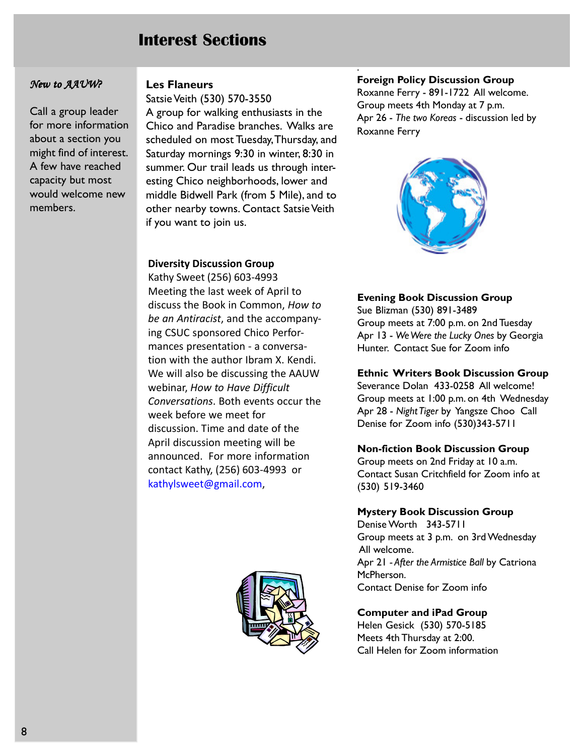# Interest Sections

*New to AAUW?*

Call a group leader for more information about a section you might find of interest. A few have reached capacity but most would welcome new members.

**Les Flaneurs**
Satsie Veith (530) 570-3550
A group for walking enthusiasts in the Chico and Paradise branches. Walks are scheduled on most Tuesday, Thursday, and Saturday mornings 9:30 in winter, 8:30 in summer. Our trail leads us through interesting Chico neighborhoods, lower and middle Bidwell Park (from 5 Mile), and to other nearby towns. Contact Satsie Veith if you want to join us.

**Diversity Discussion Group**
Kathy Sweet (256) 603-4993
Meeting the last week of April to discuss the Book in Common, *How to be an Antiracist*, and the accompanying CSUC sponsored Chico Performances presentation - a conversation with the author Ibram X. Kendi. We will also be discussing the AAUW webinar, *How to Have Difficult Conversations*. Both events occur the week before we meet for discussion. Time and date of the April discussion meeting will be announced. For more information contact Kathy, (256) 603-4993 or kathylsweet@gmail.com,

**Foreign Policy Discussion Group**
Roxanne Ferry - 891-1722 All welcome.
Group meets 4th Monday at 7 p.m.
Apr 26 - *The two Koreas* - discussion led by Roxanne Ferry

**Evening Book Discussion Group**
Sue Blizman (530) 891-3489
Group meets at 7:00 p.m. on 2nd Tuesday
Apr 13 - *We Were the Lucky Ones* by Georgia Hunter. Contact Sue for Zoom info

**Ethnic Writers Book Discussion Group**
Severance Dolan 433-0258 All welcome!
Group meets at 1:00 p.m. on 4th Wednesday
Apr 28 - *Night Tiger* by Yangsze Choo Call Denise for Zoom info (530)343-5711

**Non-fiction Book Discussion Group**
Group meets on 2nd Friday at 10 a.m.
Contact Susan Critchfield for Zoom info at (530) 519-3460

**Mystery Book Discussion Group**
Denise Worth 343-5711
Group meets at 3 p.m. on 3rd Wednesday
All welcome.
Apr 21 - *After the Armistice Ball* by Catriona McPherson.
Contact Denise for Zoom info

**Computer and iPad Group**
Helen Gesick (530) 570-5185
Meets 4th Thursday at 2:00.
Call Helen for Zoom information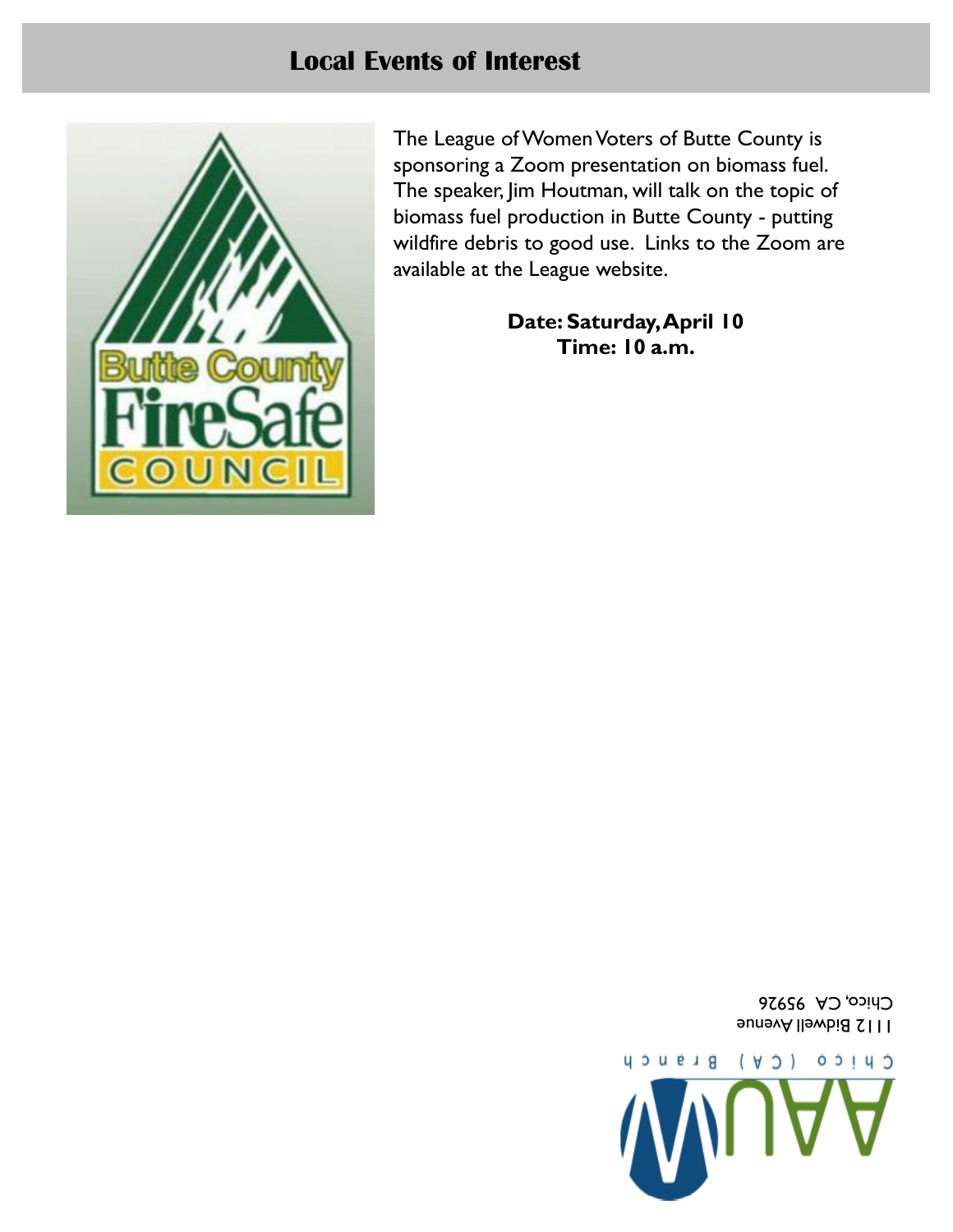# Local Events of Interest

The League of Women Voters of Butte County is sponsoring a Zoom presentation on biomass fuel. The speaker, Jim Houtman, will talk on the topic of biomass fuel production in Butte County - putting wildfire debris to good use. Links to the Zoom are available at the League website.

**Date: Saturday, April 10**
**Time: 10 a.m.**

AAUW
Chico (CA) Branch
1112 Bidwell Avenue
Chico, CA 95926